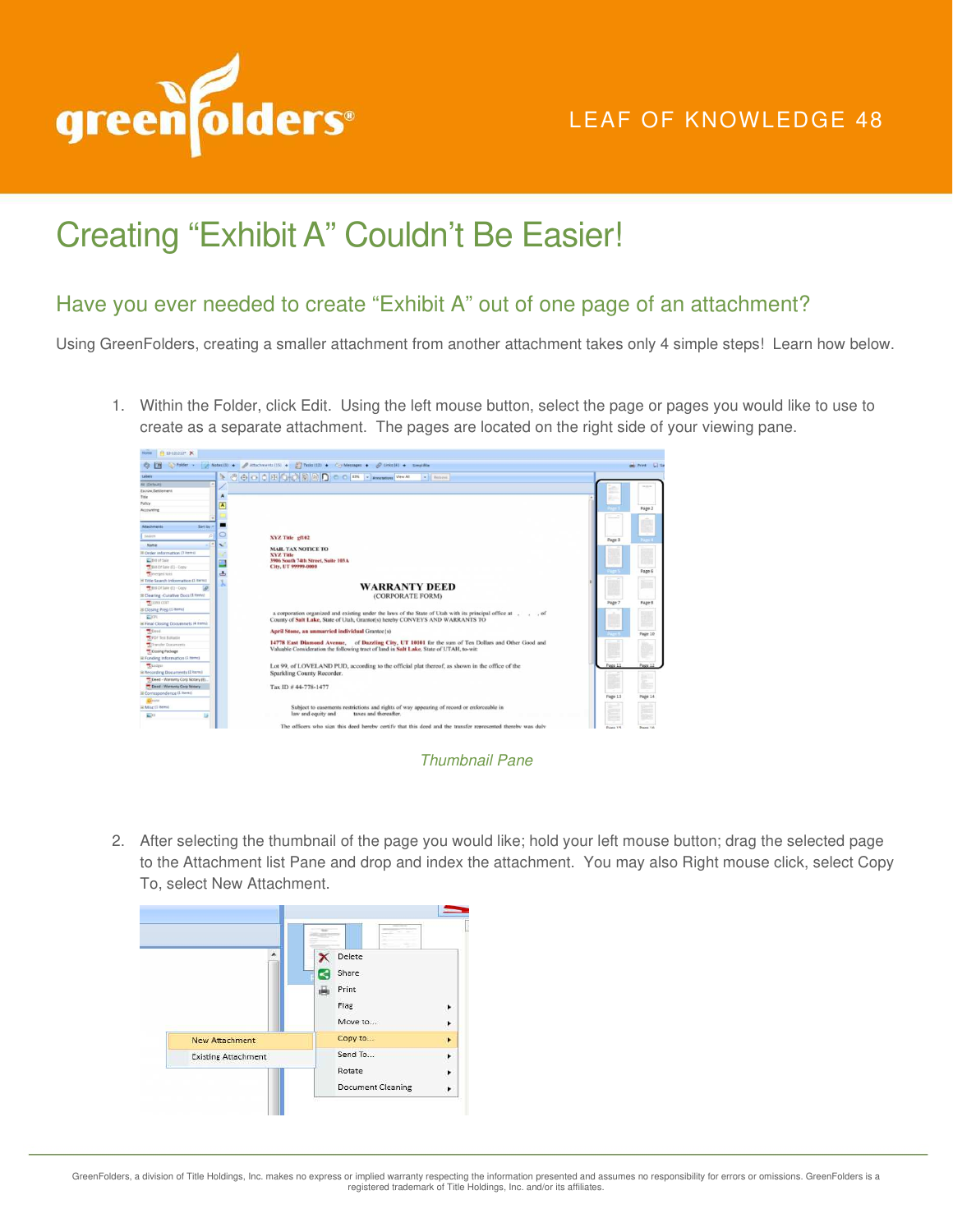# Creating "Exhibit A" Couldn't Be Easier!

LEAF OF KNOWLEDGE 48

## Have you ever needed to create "Exhibit A" out of one page of an attachment?

Using GreenFolders, creating a smaller attachment from another attachment takes only 4 simple steps! Learn how below.

1. Within the Folder, click Edit. Using the left mouse button, select the page or pages you would like to use to create as a separate attachment. The pages are located on the right side of your viewing pane.

*Thumbnail Pane*

2. After selecting the thumbnail of the page you would like; hold your left mouse button; drag the selected page to the Attachment list Pane and drop and index the attachment. You may also Right mouse click, select Copy To, select New Attachment.

GreenFolders, a division of Title Holdings, Inc. makes no express or implied warranty respecting the information presented and assumes no responsibility for errors or omissions. GreenFolders is a registered trademark of Title Holdings, Inc. and/or its affiliates.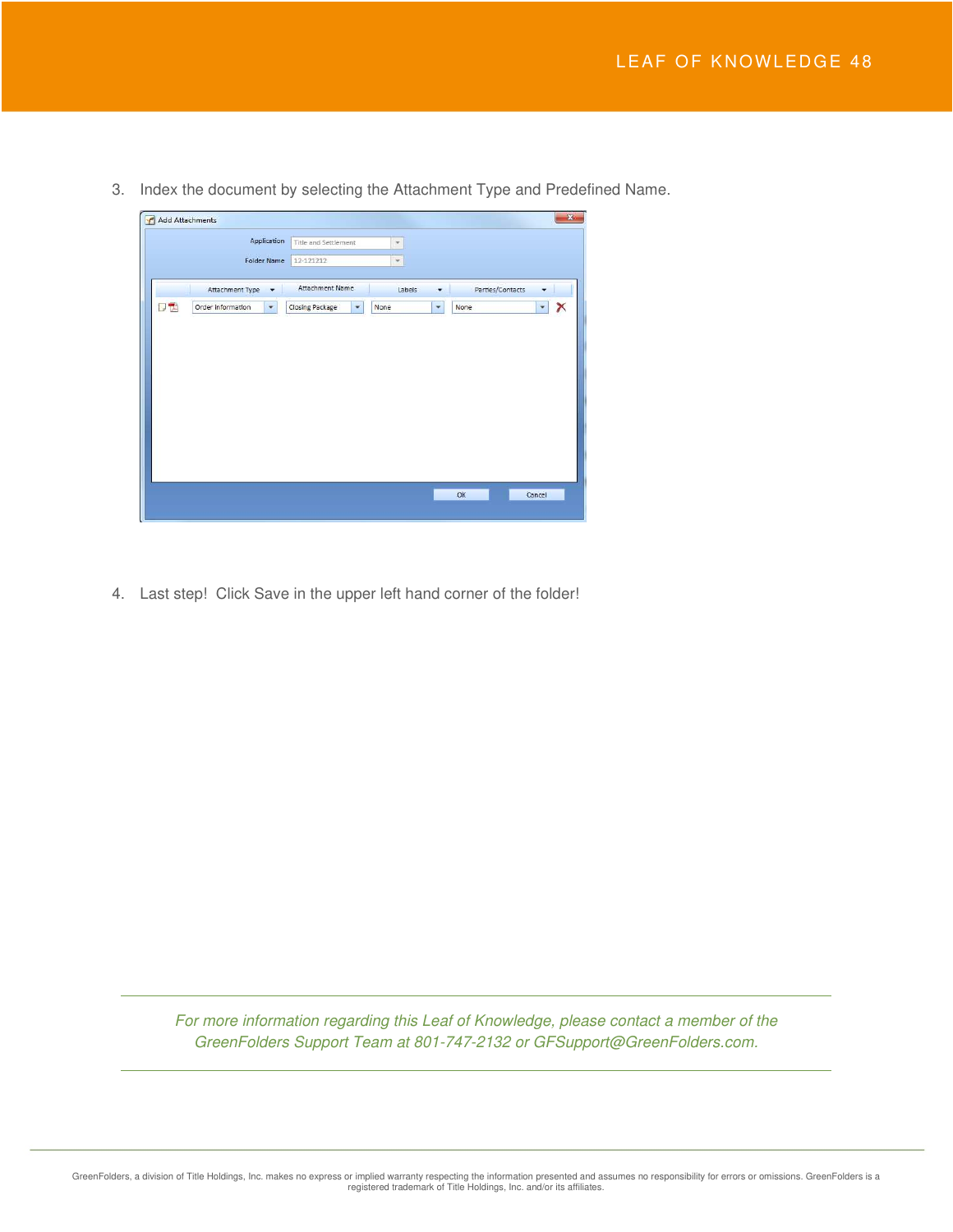3. Index the document by selecting the Attachment Type and Predefined Name.

4. Last step! Click Save in the upper left hand corner of the folder!

*For more information regarding this Leaf of Knowledge, please contact a member of the GreenFolders Support Team at 801-747-2132 or GFSupport@GreenFolders.com.*

GreenFolders, a division of Title Holdings, Inc. makes no express or implied warranty respecting the information presented and assumes no responsibility for errors or omissions. GreenFolders is a registered trademark of Title Holdings, Inc. and/or its affiliates.